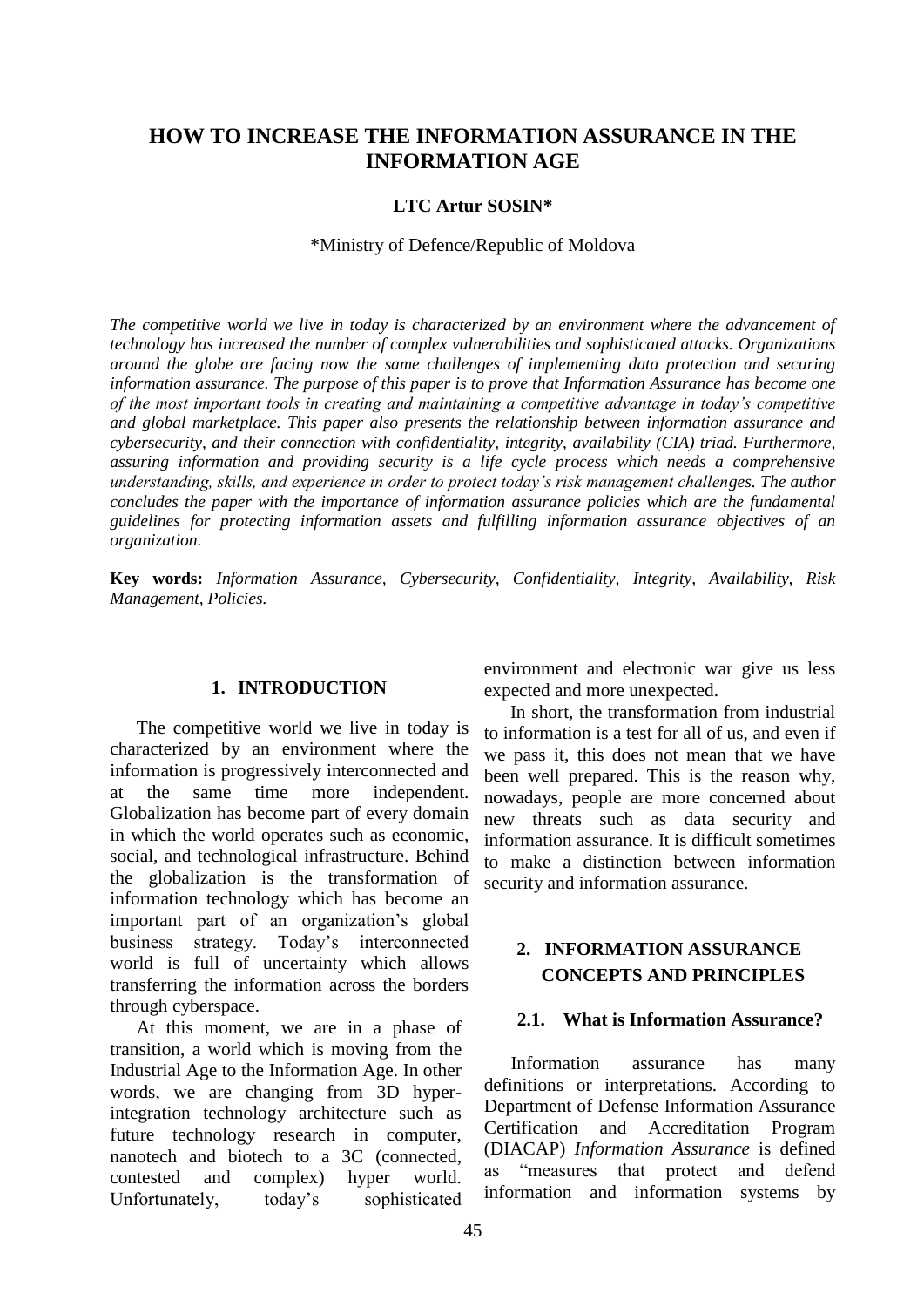# HOW TO INCREASE THE INFORMATION ASSURANCE IN THE INFORMATION AGE

**LTC Artur SOSIN***

*Ministry of Defence/Republic of Moldova

*The competitive world we live in today is characterized by an environment where the advancement of technology has increased the number of complex vulnerabilities and sophisticated attacks. Organizations around the globe are facing now the same challenges of implementing data protection and securing information assurance. The purpose of this paper is to prove that Information Assurance has become one of the most important tools in creating and maintaining a competitive advantage in today's competitive and global marketplace. This paper also presents the relationship between information assurance and cybersecurity, and their connection with confidentiality, integrity, availability (CIA) triad. Furthermore, assuring information and providing security is a life cycle process which needs a comprehensive understanding, skills, and experience in order to protect today's risk management challenges. The author concludes the paper with the importance of information assurance policies which are the fundamental guidelines for protecting information assets and fulfilling information assurance objectives of an organization.*

**Key words:** *Information Assurance, Cybersecurity, Confidentiality, Integrity, Availability, Risk Management, Policies.*

## 1. INTRODUCTION

The competitive world we live in today is characterized by an environment where the information is progressively interconnected and at the same time more independent. Globalization has become part of every domain in which the world operates such as economic, social, and technological infrastructure. Behind the globalization is the transformation of information technology which has become an important part of an organization's global business strategy. Today's interconnected world is full of uncertainty which allows transferring the information across the borders through cyberspace.

At this moment, we are in a phase of transition, a world which is moving from the Industrial Age to the Information Age. In other words, we are changing from 3D hyper-integration technology architecture such as future technology research in computer, nanotech and biotech to a 3C (connected, contested and complex) hyper world. Unfortunately, today's sophisticated environment and electronic war give us less expected and more unexpected.

In short, the transformation from industrial to information is a test for all of us, and even if we pass it, this does not mean that we have been well prepared. This is the reason why, nowadays, people are more concerned about new threats such as data security and information assurance. It is difficult sometimes to make a distinction between information security and information assurance.

## 2. INFORMATION ASSURANCE CONCEPTS AND PRINCIPLES

### 2.1. What is Information Assurance?

Information assurance has many definitions or interpretations. According to Department of Defense Information Assurance Certification and Accreditation Program (DIACAP) *Information Assurance* is defined as "measures that protect and defend information and information systems by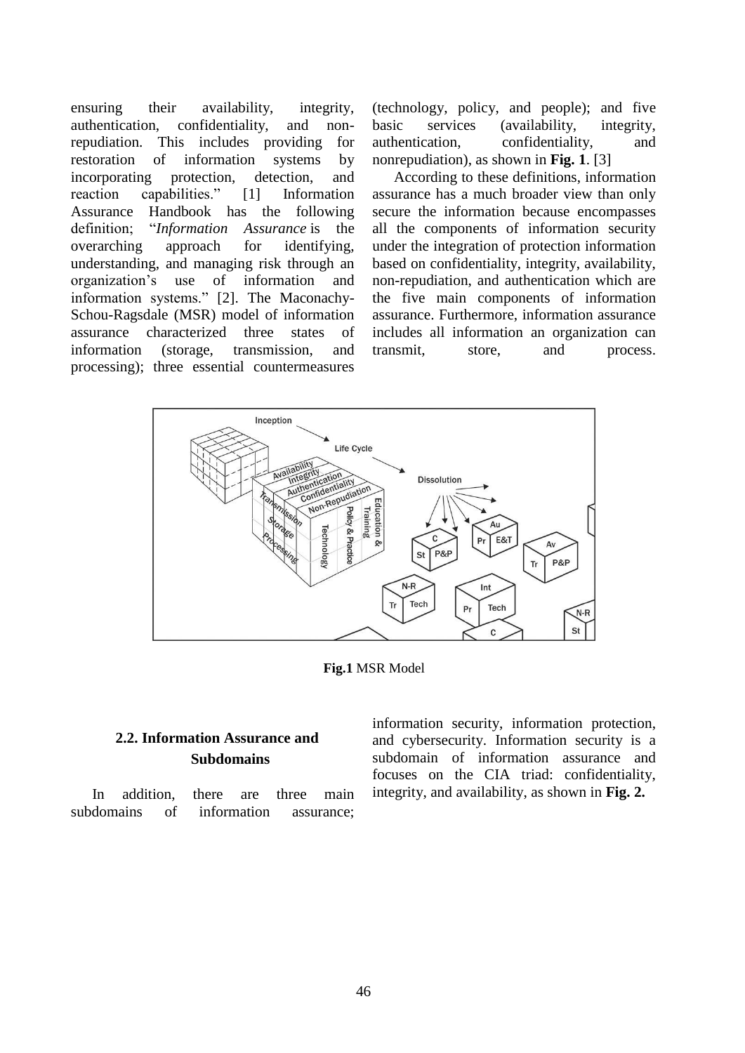ensuring their availability, integrity, authentication, confidentiality, and non-repudiation. This includes providing for restoration of information systems by incorporating protection, detection, and reaction capabilities." [1] Information Assurance Handbook has the following definition; "*Information Assurance* is the overarching approach for identifying, understanding, and managing risk through an organization's use of information and information systems." [2]. The Maconachy-Schou-Ragsdale (MSR) model of information assurance characterized three states of information (storage, transmission, and processing); three essential countermeasures (technology, policy, and people); and five basic services (availability, integrity, authentication, confidentiality, and nonrepudiation), as shown in **Fig. 1**. [3]

According to these definitions, information assurance has a much broader view than only secure the information because encompasses all the components of information security under the integration of protection information based on confidentiality, integrity, availability, non-repudiation, and authentication which are the five main components of information assurance. Furthermore, information assurance includes all information an organization can transmit, store, and process.

**Fig.1** MSR Model

### 2.2. Information Assurance and Subdomains

In addition, there are three main subdomains of information assurance; information security, information protection, and cybersecurity. Information security is a subdomain of information assurance and focuses on the CIA triad: confidentiality, integrity, and availability, as shown in **Fig. 2.**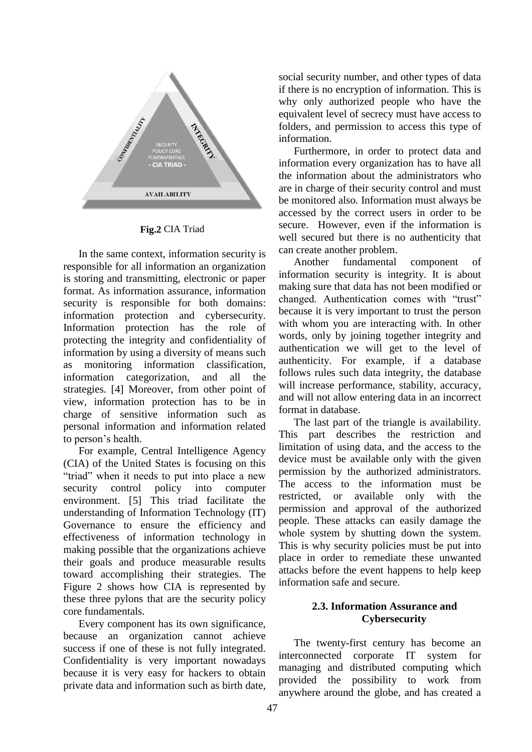**Fig.2** CIA Triad

In the same context, information security is responsible for all information an organization is storing and transmitting, electronic or paper format. As information assurance, information security is responsible for both domains: information protection and cybersecurity. Information protection has the role of protecting the integrity and confidentiality of information by using a diversity of means such as monitoring information classification, information categorization, and all the strategies. [4] Moreover, from other point of view, information protection has to be in charge of sensitive information such as personal information and information related to person's health.

For example, Central Intelligence Agency (CIA) of the United States is focusing on this "triad" when it needs to put into place a new security control policy into computer environment. [5] This triad facilitate the understanding of Information Technology (IT) Governance to ensure the efficiency and effectiveness of information technology in making possible that the organizations achieve their goals and produce measurable results toward accomplishing their strategies. The Figure 2 shows how CIA is represented by these three pylons that are the security policy core fundamentals.

Every component has its own significance, because an organization cannot achieve success if one of these is not fully integrated. Confidentiality is very important nowadays because it is very easy for hackers to obtain private data and information such as birth date, social security number, and other types of data if there is no encryption of information. This is why only authorized people who have the equivalent level of secrecy must have access to folders, and permission to access this type of information.

Furthermore, in order to protect data and information every organization has to have all the information about the administrators who are in charge of their security control and must be monitored also. Information must always be accessed by the correct users in order to be secure. However, even if the information is well secured but there is no authenticity that can create another problem.

Another fundamental component of information security is integrity. It is about making sure that data has not been modified or changed. Authentication comes with "trust" because it is very important to trust the person with whom you are interacting with. In other words, only by joining together integrity and authentication we will get to the level of authenticity. For example, if a database follows rules such data integrity, the database will increase performance, stability, accuracy, and will not allow entering data in an incorrect format in database.

The last part of the triangle is availability. This part describes the restriction and limitation of using data, and the access to the device must be available only with the given permission by the authorized administrators. The access to the information must be restricted, or available only with the permission and approval of the authorized people. These attacks can easily damage the whole system by shutting down the system. This is why security policies must be put into place in order to remediate these unwanted attacks before the event happens to help keep information safe and secure.

### 2.3. Information Assurance and Cybersecurity

The twenty-first century has become an interconnected corporate IT system for managing and distributed computing which provided the possibility to work from anywhere around the globe, and has created a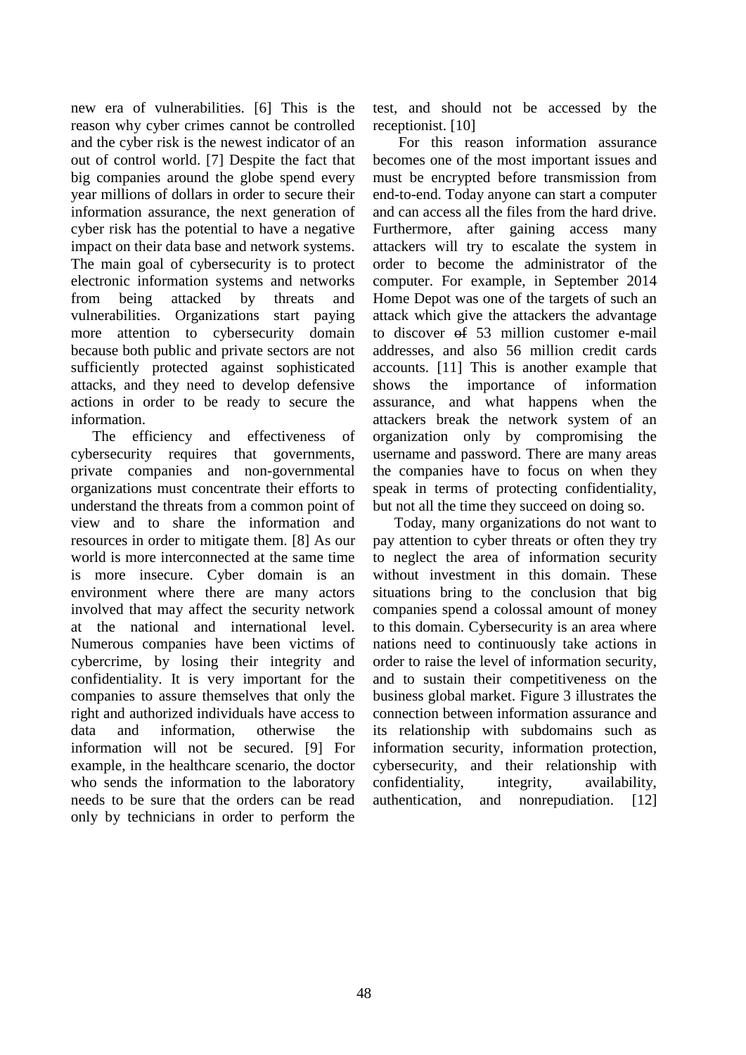new era of vulnerabilities. [6] This is the reason why cyber crimes cannot be controlled and the cyber risk is the newest indicator of an out of control world. [7] Despite the fact that big companies around the globe spend every year millions of dollars in order to secure their information assurance, the next generation of cyber risk has the potential to have a negative impact on their data base and network systems. The main goal of cybersecurity is to protect electronic information systems and networks from being attacked by threats and vulnerabilities. Organizations start paying more attention to cybersecurity domain because both public and private sectors are not sufficiently protected against sophisticated attacks, and they need to develop defensive actions in order to be ready to secure the information.

The efficiency and effectiveness of cybersecurity requires that governments, private companies and non-governmental organizations must concentrate their efforts to understand the threats from a common point of view and to share the information and resources in order to mitigate them. [8] As our world is more interconnected at the same time is more insecure. Cyber domain is an environment where there are many actors involved that may affect the security network at the national and international level. Numerous companies have been victims of cybercrime, by losing their integrity and confidentiality. It is very important for the companies to assure themselves that only the right and authorized individuals have access to data and information, otherwise the information will not be secured. [9] For example, in the healthcare scenario, the doctor who sends the information to the laboratory needs to be sure that the orders can be read only by technicians in order to perform the test, and should not be accessed by the receptionist. [10]

For this reason information assurance becomes one of the most important issues and must be encrypted before transmission from end-to-end. Today anyone can start a computer and can access all the files from the hard drive. Furthermore, after gaining access many attackers will try to escalate the system in order to become the administrator of the computer. For example, in September 2014 Home Depot was one of the targets of such an attack which give the attackers the advantage to discover ~~of~~ 53 million customer e-mail addresses, and also 56 million credit cards accounts. [11] This is another example that shows the importance of information assurance, and what happens when the attackers break the network system of an organization only by compromising the username and password. There are many areas the companies have to focus on when they speak in terms of protecting confidentiality, but not all the time they succeed on doing so.

Today, many organizations do not want to pay attention to cyber threats or often they try to neglect the area of information security without investment in this domain. These situations bring to the conclusion that big companies spend a colossal amount of money to this domain. Cybersecurity is an area where nations need to continuously take actions in order to raise the level of information security, and to sustain their competitiveness on the business global market. Figure 3 illustrates the connection between information assurance and its relationship with subdomains such as information security, information protection, cybersecurity, and their relationship with confidentiality, integrity, availability, authentication, and nonrepudiation. [12]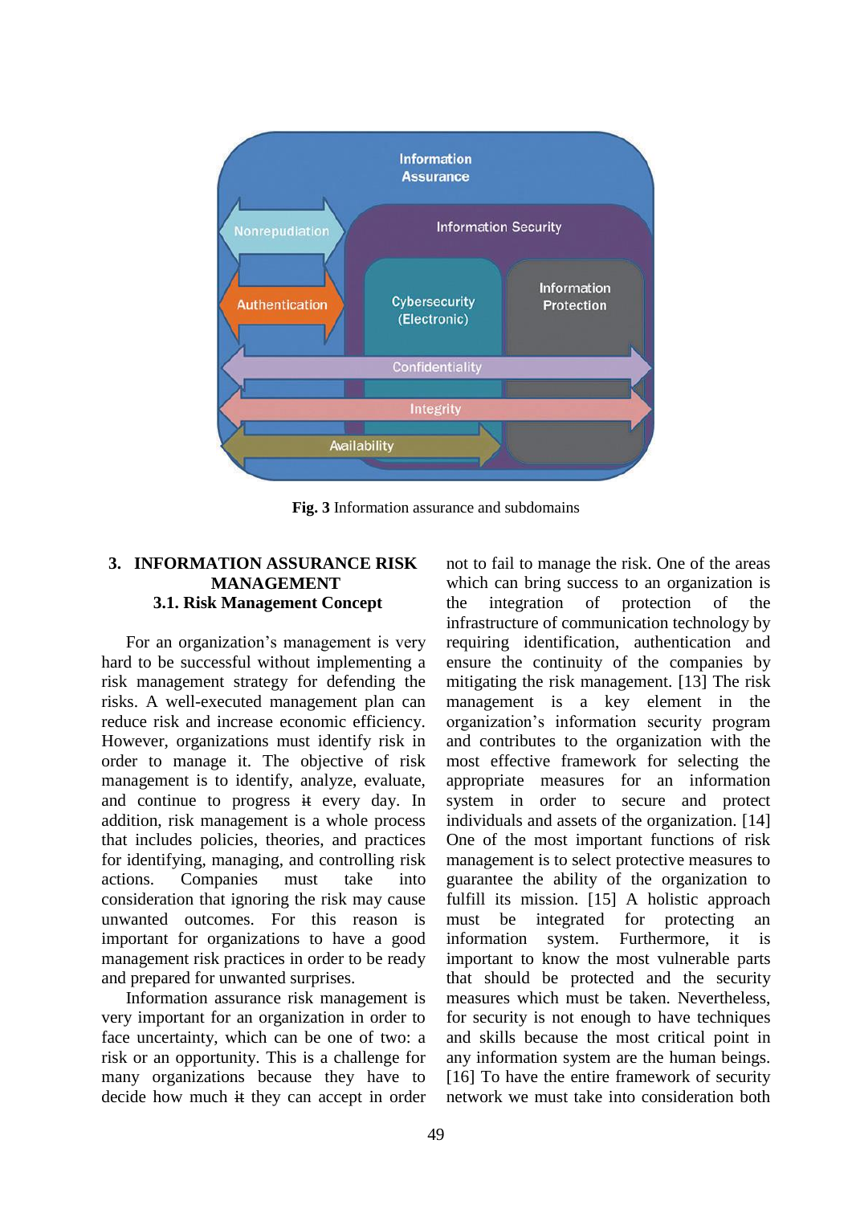Fig. 3 Information assurance and subdomains

## 3. INFORMATION ASSURANCE RISK MANAGEMENT

### 3.1. Risk Management Concept

For an organization's management is very hard to be successful without implementing a risk management strategy for defending the risks. A well-executed management plan can reduce risk and increase economic efficiency. However, organizations must identify risk in order to manage it. The objective of risk management is to identify, analyze, evaluate, and continue to progress it every day. In addition, risk management is a whole process that includes policies, theories, and practices for identifying, managing, and controlling risk actions. Companies must take into consideration that ignoring the risk may cause unwanted outcomes. For this reason is important for organizations to have a good management risk practices in order to be ready and prepared for unwanted surprises.

Information assurance risk management is very important for an organization in order to face uncertainty, which can be one of two: a risk or an opportunity. This is a challenge for many organizations because they have to decide how much it they can accept in order not to fail to manage the risk. One of the areas which can bring success to an organization is the integration of protection of the infrastructure of communication technology by requiring identification, authentication and ensure the continuity of the companies by mitigating the risk management. [13] The risk management is a key element in the organization's information security program and contributes to the organization with the most effective framework for selecting the appropriate measures for an information system in order to secure and protect individuals and assets of the organization. [14] One of the most important functions of risk management is to select protective measures to guarantee the ability of the organization to fulfill its mission. [15] A holistic approach must be integrated for protecting an information system. Furthermore, it is important to know the most vulnerable parts that should be protected and the security measures which must be taken. Nevertheless, for security is not enough to have techniques and skills because the most critical point in any information system are the human beings. [16] To have the entire framework of security network we must take into consideration both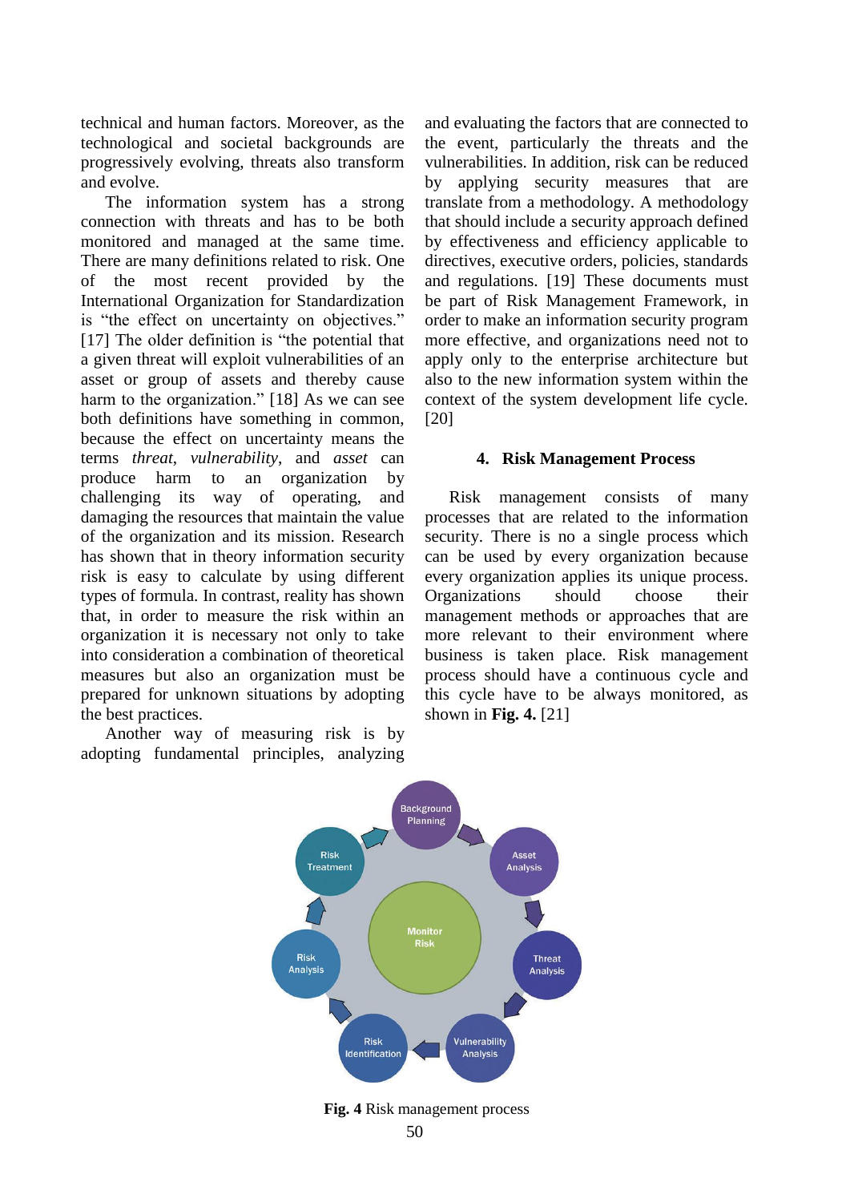technical and human factors. Moreover, as the technological and societal backgrounds are progressively evolving, threats also transform and evolve.

The information system has a strong connection with threats and has to be both monitored and managed at the same time. There are many definitions related to risk. One of the most recent provided by the International Organization for Standardization is "the effect on uncertainty on objectives." [17] The older definition is "the potential that a given threat will exploit vulnerabilities of an asset or group of assets and thereby cause harm to the organization." [18] As we can see both definitions have something in common, because the effect on uncertainty means the terms *threat*, *vulnerability*, and *asset* can produce harm to an organization by challenging its way of operating, and damaging the resources that maintain the value of the organization and its mission. Research has shown that in theory information security risk is easy to calculate by using different types of formula. In contrast, reality has shown that, in order to measure the risk within an organization it is necessary not only to take into consideration a combination of theoretical measures but also an organization must be prepared for unknown situations by adopting the best practices.

Another way of measuring risk is by adopting fundamental principles, analyzing and evaluating the factors that are connected to the event, particularly the threats and the vulnerabilities. In addition, risk can be reduced by applying security measures that are translate from a methodology. A methodology that should include a security approach defined by effectiveness and efficiency applicable to directives, executive orders, policies, standards and regulations. [19] These documents must be part of Risk Management Framework, in order to make an information security program more effective, and organizations need not to apply only to the enterprise architecture but also to the new information system within the context of the system development life cycle. [20]

## 4. Risk Management Process

Risk management consists of many processes that are related to the information security. There is no a single process which can be used by every organization because every organization applies its unique process. Organizations should choose their management methods or approaches that are more relevant to their environment where business is taken place. Risk management process should have a continuous cycle and this cycle have to be always monitored, as shown in **Fig. 4.** [21]

**Fig. 4** Risk management process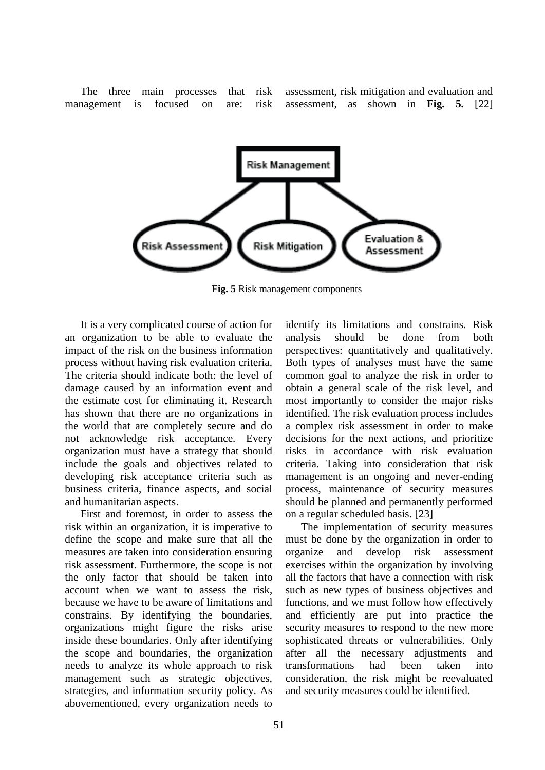The three main processes that risk management is focused on are: risk assessment, risk mitigation and evaluation and assessment, as shown in **Fig. 5.** [22]

**Fig. 5** Risk management components

It is a very complicated course of action for an organization to be able to evaluate the impact of the risk on the business information process without having risk evaluation criteria. The criteria should indicate both: the level of damage caused by an information event and the estimate cost for eliminating it. Research has shown that there are no organizations in the world that are completely secure and do not acknowledge risk acceptance. Every organization must have a strategy that should include the goals and objectives related to developing risk acceptance criteria such as business criteria, finance aspects, and social and humanitarian aspects.

First and foremost, in order to assess the risk within an organization, it is imperative to define the scope and make sure that all the measures are taken into consideration ensuring risk assessment. Furthermore, the scope is not the only factor that should be taken into account when we want to assess the risk, because we have to be aware of limitations and constrains. By identifying the boundaries, organizations might figure the risks arise inside these boundaries. Only after identifying the scope and boundaries, the organization needs to analyze its whole approach to risk management such as strategic objectives, strategies, and information security policy. As abovementioned, every organization needs to identify its limitations and constrains. Risk analysis should be done from both perspectives: quantitatively and qualitatively. Both types of analyses must have the same common goal to analyze the risk in order to obtain a general scale of the risk level, and most importantly to consider the major risks identified. The risk evaluation process includes a complex risk assessment in order to make decisions for the next actions, and prioritize risks in accordance with risk evaluation criteria. Taking into consideration that risk management is an ongoing and never-ending process, maintenance of security measures should be planned and permanently performed on a regular scheduled basis. [23]

The implementation of security measures must be done by the organization in order to organize and develop risk assessment exercises within the organization by involving all the factors that have a connection with risk such as new types of business objectives and functions, and we must follow how effectively and efficiently are put into practice the security measures to respond to the new more sophisticated threats or vulnerabilities. Only after all the necessary adjustments and transformations had been taken into consideration, the risk might be reevaluated and security measures could be identified.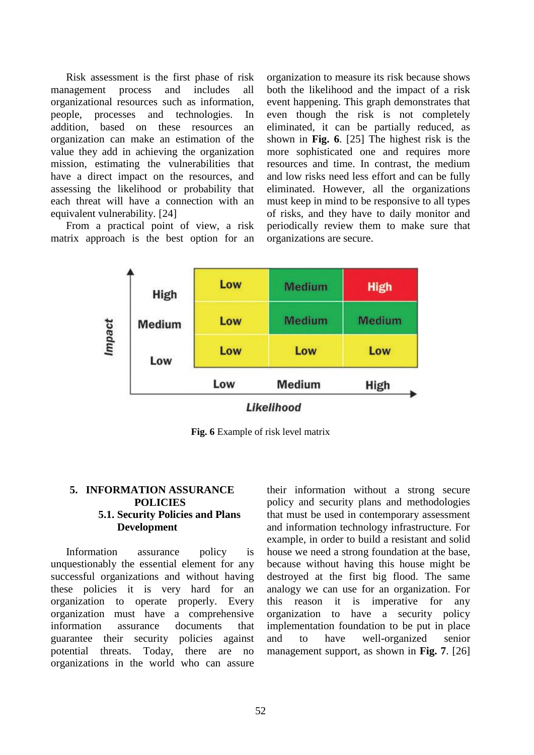Risk assessment is the first phase of risk management process and includes all organizational resources such as information, people, processes and technologies. In addition, based on these resources an organization can make an estimation of the value they add in achieving the organization mission, estimating the vulnerabilities that have a direct impact on the resources, and assessing the likelihood or probability that each threat will have a connection with an equivalent vulnerability. [24]

From a practical point of view, a risk matrix approach is the best option for an organization to measure its risk because shows both the likelihood and the impact of a risk event happening. This graph demonstrates that even though the risk is not completely eliminated, it can be partially reduced, as shown in **Fig. 6**. [25] The highest risk is the more sophisticated one and requires more resources and time. In contrast, the medium and low risks need less effort and can be fully eliminated. However, all the organizations must keep in mind to be responsive to all types of risks, and they have to daily monitor and periodically review them to make sure that organizations are secure.

| Impact \ Likelihood | Low | Medium | High |
|---|---|---|---|
| High | Low | Medium | High |
| Medium | Low | Medium | Medium |
| Low | Low | Low | Low |

**Fig. 6** Example of risk level matrix

## 5. INFORMATION ASSURANCE POLICIES

### 5.1. Security Policies and Plans Development

Information assurance policy is unquestionably the essential element for any successful organizations and without having these policies it is very hard for an organization to operate properly. Every organization must have a comprehensive information assurance documents that guarantee their security policies against potential threats. Today, there are no organizations in the world who can assure their information without a strong secure policy and security plans and methodologies that must be used in contemporary assessment and information technology infrastructure. For example, in order to build a resistant and solid house we need a strong foundation at the base, because without having this house might be destroyed at the first big flood. The same analogy we can use for an organization. For this reason it is imperative for any organization to have a security policy implementation foundation to be put in place and to have well-organized senior management support, as shown in **Fig. 7**. [26]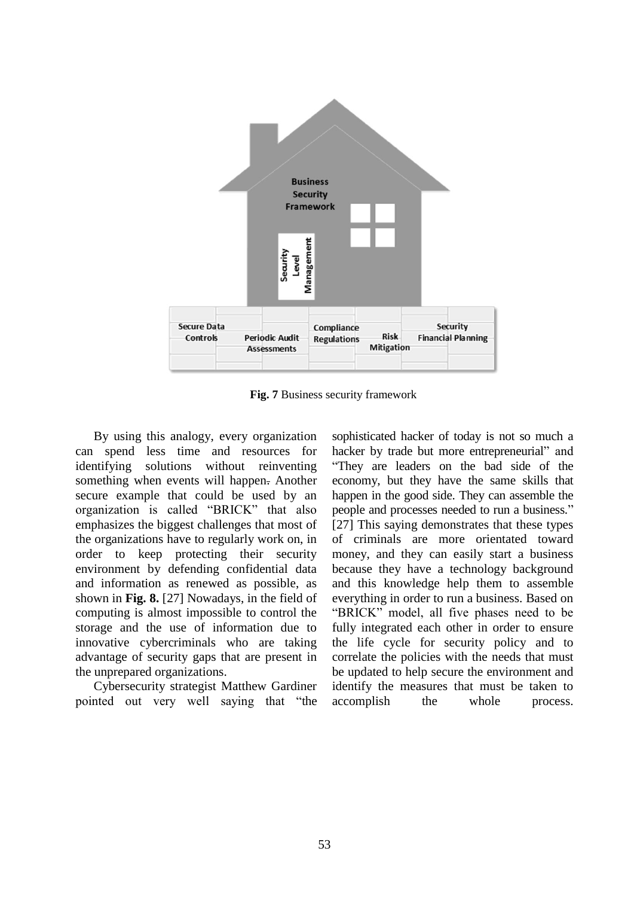**Fig. 7** Business security framework

By using this analogy, every organization can spend less time and resources for identifying solutions without reinventing something when events will happen. Another secure example that could be used by an organization is called "BRICK" that also emphasizes the biggest challenges that most of the organizations have to regularly work on, in order to keep protecting their security environment by defending confidential data and information as renewed as possible, as shown in **Fig. 8.** [27] Nowadays, in the field of computing is almost impossible to control the storage and the use of information due to innovative cybercriminals who are taking advantage of security gaps that are present in the unprepared organizations.

Cybersecurity strategist Matthew Gardiner pointed out very well saying that "the sophisticated hacker of today is not so much a hacker by trade but more entrepreneurial" and "They are leaders on the bad side of the economy, but they have the same skills that happen in the good side. They can assemble the people and processes needed to run a business." [27] This saying demonstrates that these types of criminals are more orientated toward money, and they can easily start a business because they have a technology background and this knowledge help them to assemble everything in order to run a business. Based on "BRICK" model, all five phases need to be fully integrated each other in order to ensure the life cycle for security policy and to correlate the policies with the needs that must be updated to help secure the environment and identify the measures that must be taken to accomplish the whole process.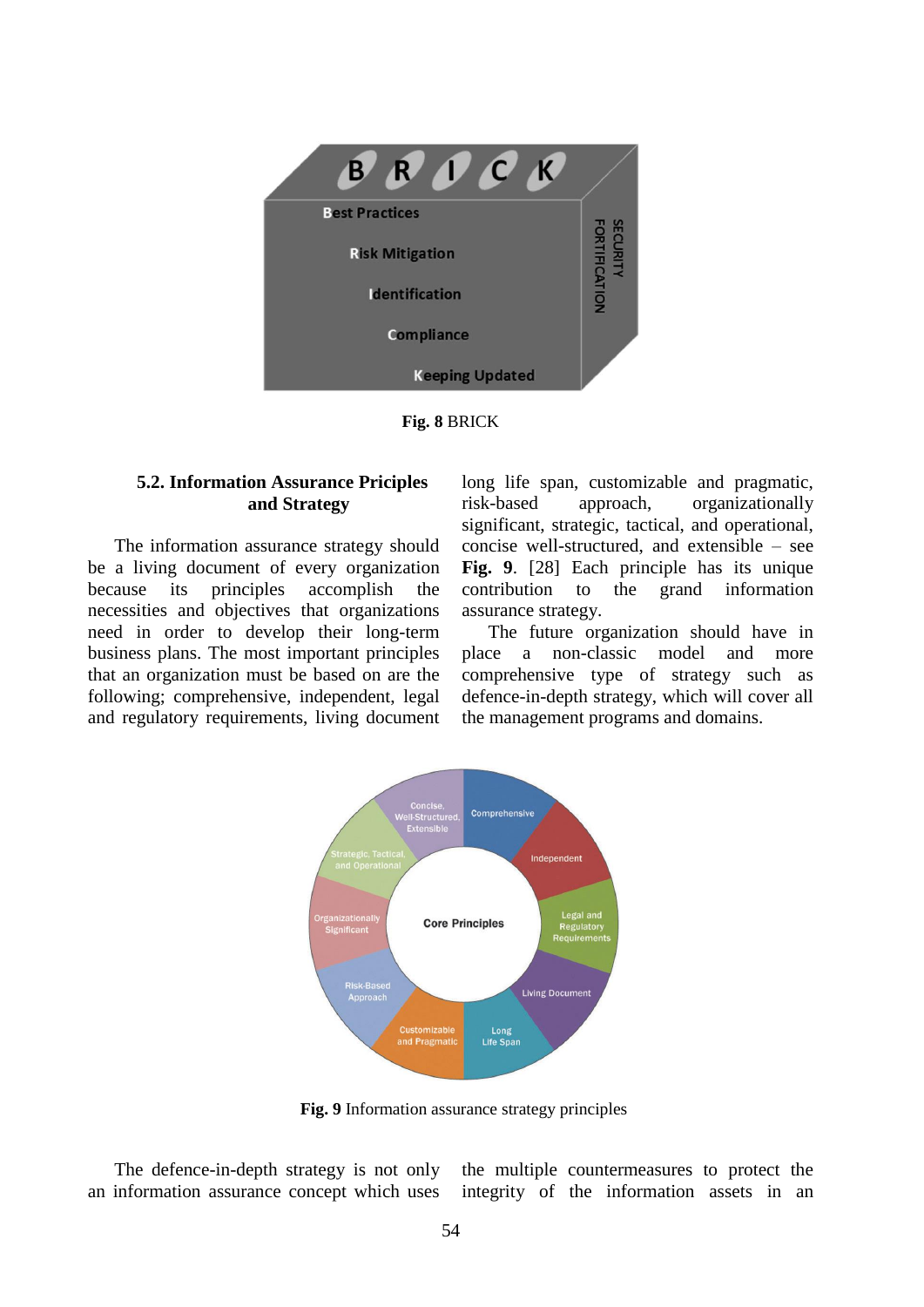Fig. 8 BRICK

### 5.2. Information Assurance Priciples and Strategy

The information assurance strategy should be a living document of every organization because its principles accomplish the necessities and objectives that organizations need in order to develop their long-term business plans. The most important principles that an organization must be based on are the following; comprehensive, independent, legal and regulatory requirements, living document long life span, customizable and pragmatic, risk-based approach, organizationally significant, strategic, tactical, and operational, concise well-structured, and extensible – see **Fig. 9**. [28] Each principle has its unique contribution to the grand information assurance strategy.

The future organization should have in place a non-classic model and more comprehensive type of strategy such as defence-in-depth strategy, which will cover all the management programs and domains.

**Fig. 9** Information assurance strategy principles

The defence-in-depth strategy is not only an information assurance concept which uses the multiple countermeasures to protect the integrity of the information assets in an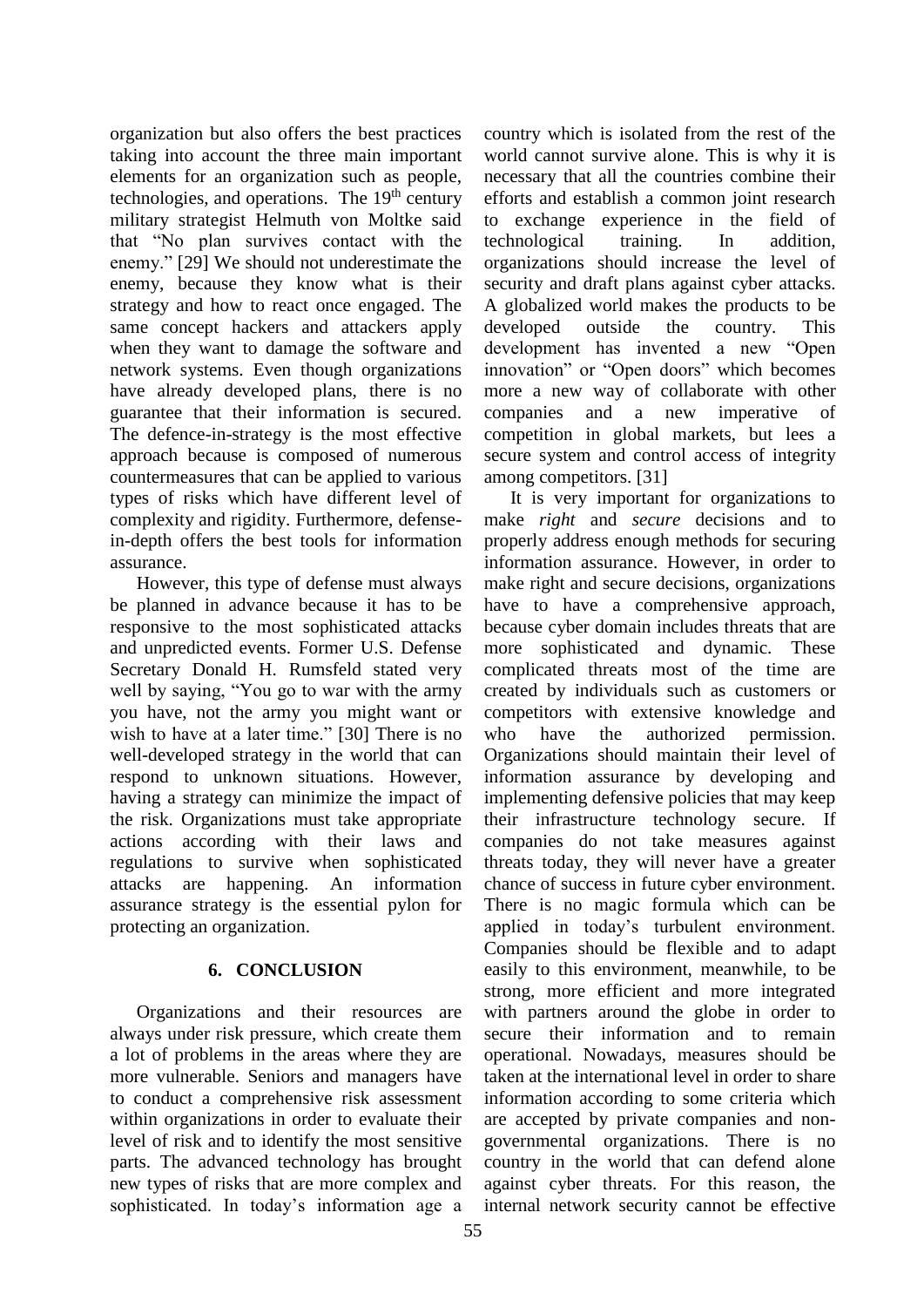organization but also offers the best practices taking into account the three main important elements for an organization such as people, technologies, and operations. The 19th century military strategist Helmuth von Moltke said that "No plan survives contact with the enemy." [29] We should not underestimate the enemy, because they know what is their strategy and how to react once engaged. The same concept hackers and attackers apply when they want to damage the software and network systems. Even though organizations have already developed plans, there is no guarantee that their information is secured. The defence-in-strategy is the most effective approach because is composed of numerous countermeasures that can be applied to various types of risks which have different level of complexity and rigidity. Furthermore, defense-in-depth offers the best tools for information assurance.

However, this type of defense must always be planned in advance because it has to be responsive to the most sophisticated attacks and unpredicted events. Former U.S. Defense Secretary Donald H. Rumsfeld stated very well by saying, "You go to war with the army you have, not the army you might want or wish to have at a later time." [30] There is no well-developed strategy in the world that can respond to unknown situations. However, having a strategy can minimize the impact of the risk. Organizations must take appropriate actions according with their laws and regulations to survive when sophisticated attacks are happening. An information assurance strategy is the essential pylon for protecting an organization.

## 6. CONCLUSION

Organizations and their resources are always under risk pressure, which create them a lot of problems in the areas where they are more vulnerable. Seniors and managers have to conduct a comprehensive risk assessment within organizations in order to evaluate their level of risk and to identify the most sensitive parts. The advanced technology has brought new types of risks that are more complex and sophisticated. In today's information age a country which is isolated from the rest of the world cannot survive alone. This is why it is necessary that all the countries combine their efforts and establish a common joint research to exchange experience in the field of technological training. In addition, organizations should increase the level of security and draft plans against cyber attacks. A globalized world makes the products to be developed outside the country. This development has invented a new "Open innovation" or "Open doors" which becomes more a new way of collaborate with other companies and a new imperative of competition in global markets, but lees a secure system and control access of integrity among competitors. [31]

It is very important for organizations to make *right* and *secure* decisions and to properly address enough methods for securing information assurance. However, in order to make right and secure decisions, organizations have to have a comprehensive approach, because cyber domain includes threats that are more sophisticated and dynamic. These complicated threats most of the time are created by individuals such as customers or competitors with extensive knowledge and who have the authorized permission. Organizations should maintain their level of information assurance by developing and implementing defensive policies that may keep their infrastructure technology secure. If companies do not take measures against threats today, they will never have a greater chance of success in future cyber environment. There is no magic formula which can be applied in today's turbulent environment. Companies should be flexible and to adapt easily to this environment, meanwhile, to be strong, more efficient and more integrated with partners around the globe in order to secure their information and to remain operational. Nowadays, measures should be taken at the international level in order to share information according to some criteria which are accepted by private companies and non-governmental organizations. There is no country in the world that can defend alone against cyber threats. For this reason, the internal network security cannot be effective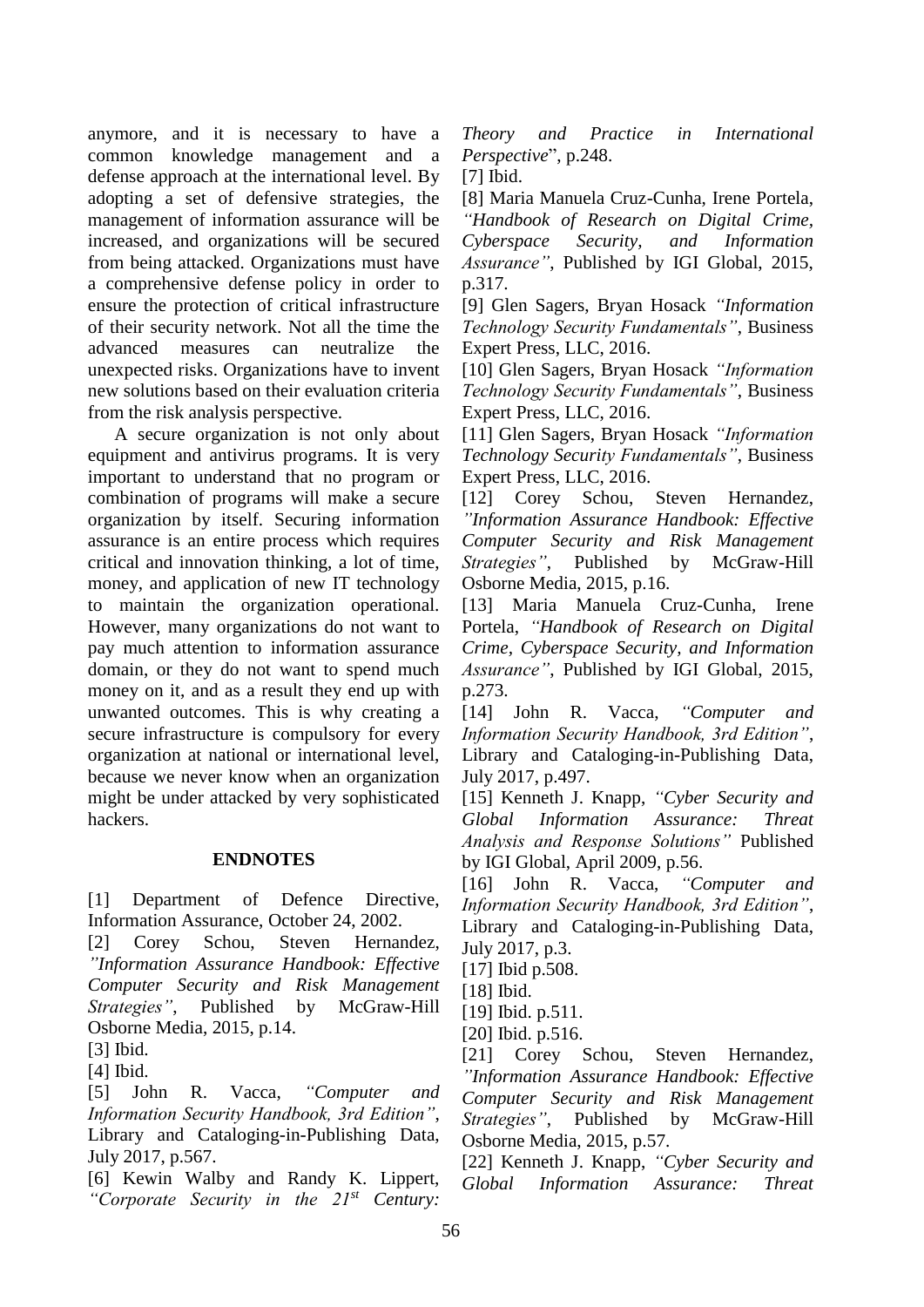anymore, and it is necessary to have a common knowledge management and a defense approach at the international level. By adopting a set of defensive strategies, the management of information assurance will be increased, and organizations will be secured from being attacked. Organizations must have a comprehensive defense policy in order to ensure the protection of critical infrastructure of their security network. Not all the time the advanced measures can neutralize the unexpected risks. Organizations have to invent new solutions based on their evaluation criteria from the risk analysis perspective.

A secure organization is not only about equipment and antivirus programs. It is very important to understand that no program or combination of programs will make a secure organization by itself. Securing information assurance is an entire process which requires critical and innovation thinking, a lot of time, money, and application of new IT technology to maintain the organization operational. However, many organizations do not want to pay much attention to information assurance domain, or they do not want to spend much money on it, and as a result they end up with unwanted outcomes. This is why creating a secure infrastructure is compulsory for every organization at national or international level, because we never know when an organization might be under attacked by very sophisticated hackers.

## ENDNOTES

[1] Department of Defence Directive, Information Assurance, October 24, 2002.

[2] Corey Schou, Steven Hernandez, *"Information Assurance Handbook: Effective Computer Security and Risk Management Strategies"*, Published by McGraw-Hill Osborne Media, 2015, p.14.

[3] Ibid.

[4] Ibid.

[5] John R. Vacca, *"Computer and Information Security Handbook, 3rd Edition"*, Library and Cataloging-in-Publishing Data, July 2017, p.567.

[6] Kewin Walby and Randy K. Lippert, *"Corporate Security in the 21st Century: Theory and Practice in International Perspective*", p.248.

[7] Ibid.

[8] Maria Manuela Cruz-Cunha, Irene Portela, *"Handbook of Research on Digital Crime, Cyberspace Security, and Information Assurance"*, Published by IGI Global, 2015, p.317.

[9] Glen Sagers, Bryan Hosack *"Information Technology Security Fundamentals"*, Business Expert Press, LLC, 2016.

[10] Glen Sagers, Bryan Hosack *"Information Technology Security Fundamentals"*, Business Expert Press, LLC, 2016.

[11] Glen Sagers, Bryan Hosack *"Information Technology Security Fundamentals"*, Business Expert Press, LLC, 2016.

[12] Corey Schou, Steven Hernandez, *"Information Assurance Handbook: Effective Computer Security and Risk Management Strategies"*, Published by McGraw-Hill Osborne Media, 2015, p.16.

[13] Maria Manuela Cruz-Cunha, Irene Portela, *"Handbook of Research on Digital Crime, Cyberspace Security, and Information Assurance"*, Published by IGI Global, 2015, p.273.

[14] John R. Vacca, *"Computer and Information Security Handbook, 3rd Edition"*, Library and Cataloging-in-Publishing Data, July 2017, p.497.

[15] Kenneth J. Knapp, *"Cyber Security and Global Information Assurance: Threat Analysis and Response Solutions"* Published by IGI Global, April 2009, p.56.

[16] John R. Vacca, *"Computer and Information Security Handbook, 3rd Edition"*, Library and Cataloging-in-Publishing Data, July 2017, p.3.

[17] Ibid p.508.

[18] Ibid.

[19] Ibid. p.511.

[20] Ibid. p.516.

[21] Corey Schou, Steven Hernandez, *"Information Assurance Handbook: Effective Computer Security and Risk Management Strategies"*, Published by McGraw-Hill Osborne Media, 2015, p.57.

[22] Kenneth J. Knapp, *"Cyber Security and Global Information Assurance: Threat*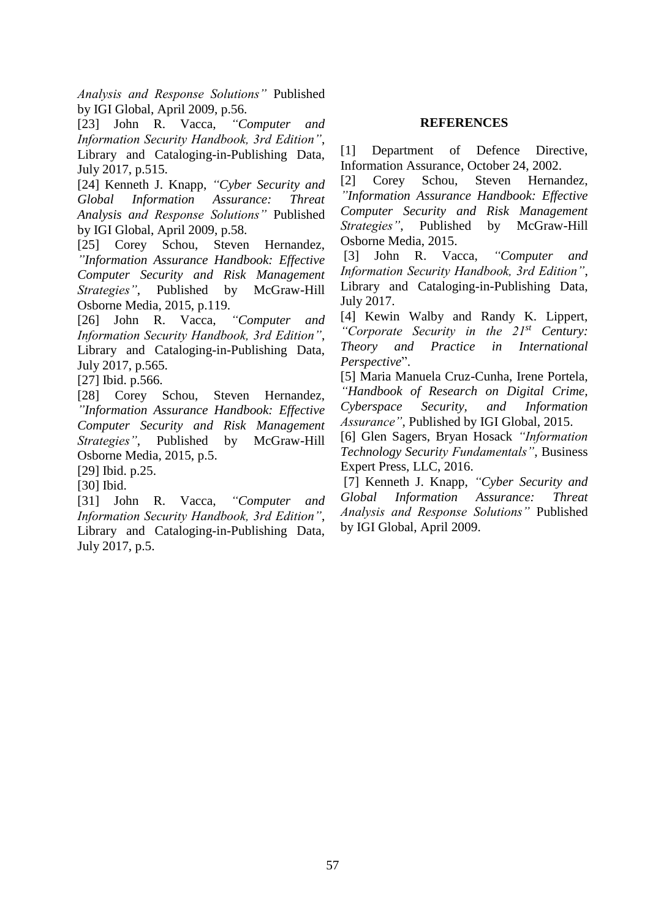*Analysis and Response Solutions"* Published by IGI Global, April 2009, p.56.

[23] John R. Vacca, *"Computer and Information Security Handbook, 3rd Edition"*, Library and Cataloging-in-Publishing Data, July 2017, p.515.

[24] Kenneth J. Knapp, *"Cyber Security and Global Information Assurance: Threat Analysis and Response Solutions"* Published by IGI Global, April 2009, p.58.

[25] Corey Schou, Steven Hernandez, *"Information Assurance Handbook: Effective Computer Security and Risk Management Strategies"*, Published by McGraw-Hill Osborne Media, 2015, p.119.

[26] John R. Vacca, *"Computer and Information Security Handbook, 3rd Edition"*, Library and Cataloging-in-Publishing Data, July 2017, p.565.

[27] Ibid. p.566.

[28] Corey Schou, Steven Hernandez, *"Information Assurance Handbook: Effective Computer Security and Risk Management Strategies"*, Published by McGraw-Hill Osborne Media, 2015, p.5.

[29] Ibid. p.25.

[30] Ibid.

[31] John R. Vacca, *"Computer and Information Security Handbook, 3rd Edition"*, Library and Cataloging-in-Publishing Data, July 2017, p.5.

## REFERENCES

[1] Department of Defence Directive, Information Assurance, October 24, 2002.

[2] Corey Schou, Steven Hernandez, *"Information Assurance Handbook: Effective Computer Security and Risk Management Strategies"*, Published by McGraw-Hill Osborne Media, 2015.

[3] John R. Vacca, *"Computer and Information Security Handbook, 3rd Edition"*, Library and Cataloging-in-Publishing Data, July 2017.

[4] Kewin Walby and Randy K. Lippert, *"Corporate Security in the 21st Century: Theory and Practice in International Perspective*".

[5] Maria Manuela Cruz-Cunha, Irene Portela, *"Handbook of Research on Digital Crime, Cyberspace Security, and Information Assurance"*, Published by IGI Global, 2015.

[6] Glen Sagers, Bryan Hosack *"Information Technology Security Fundamentals"*, Business Expert Press, LLC, 2016.

[7] Kenneth J. Knapp, *"Cyber Security and Global Information Assurance: Threat Analysis and Response Solutions"* Published by IGI Global, April 2009.